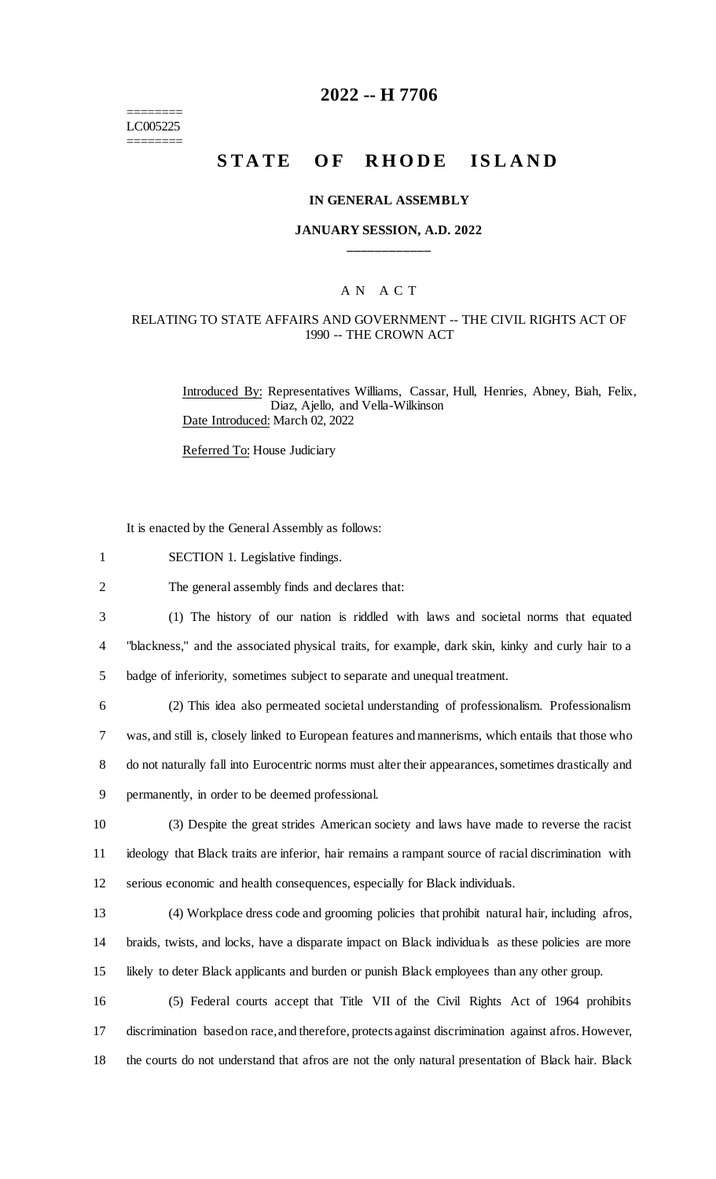========
LC005225
========

# 2022 -- H 7706

# STATE OF RHODE ISLAND

### IN GENERAL ASSEMBLY

### JANUARY SESSION, A.D. 2022

---

## A N A C T

### RELATING TO STATE AFFAIRS AND GOVERNMENT -- THE CIVIL RIGHTS ACT OF 1990 -- THE CROWN ACT

Introduced By: Representatives Williams, Cassar, Hull, Henries, Abney, Biah, Felix, Diaz, Ajello, and Vella-Wilkinson

Date Introduced: March 02, 2022

Referred To: House Judiciary

It is enacted by the General Assembly as follows:

1 SECTION 1. Legislative findings.

2 The general assembly finds and declares that:

3 (1) The history of our nation is riddled with laws and societal norms that equated
4 "blackness," and the associated physical traits, for example, dark skin, kinky and curly hair to a
5 badge of inferiority, sometimes subject to separate and unequal treatment.

6 (2) This idea also permeated societal understanding of professionalism. Professionalism
7 was, and still is, closely linked to European features and mannerisms, which entails that those who
8 do not naturally fall into Eurocentric norms must alter their appearances, sometimes drastically and
9 permanently, in order to be deemed professional.

10 (3) Despite the great strides American society and laws have made to reverse the racist
11 ideology that Black traits are inferior, hair remains a rampant source of racial discrimination with
12 serious economic and health consequences, especially for Black individuals.

13 (4) Workplace dress code and grooming policies that prohibit natural hair, including afros,
14 braids, twists, and locks, have a disparate impact on Black individuals as these policies are more
15 likely to deter Black applicants and burden or punish Black employees than any other group.

16 (5) Federal courts accept that Title VII of the Civil Rights Act of 1964 prohibits
17 discrimination based on race, and therefore, protects against discrimination against afros. However,
18 the courts do not understand that afros are not the only natural presentation of Black hair. Black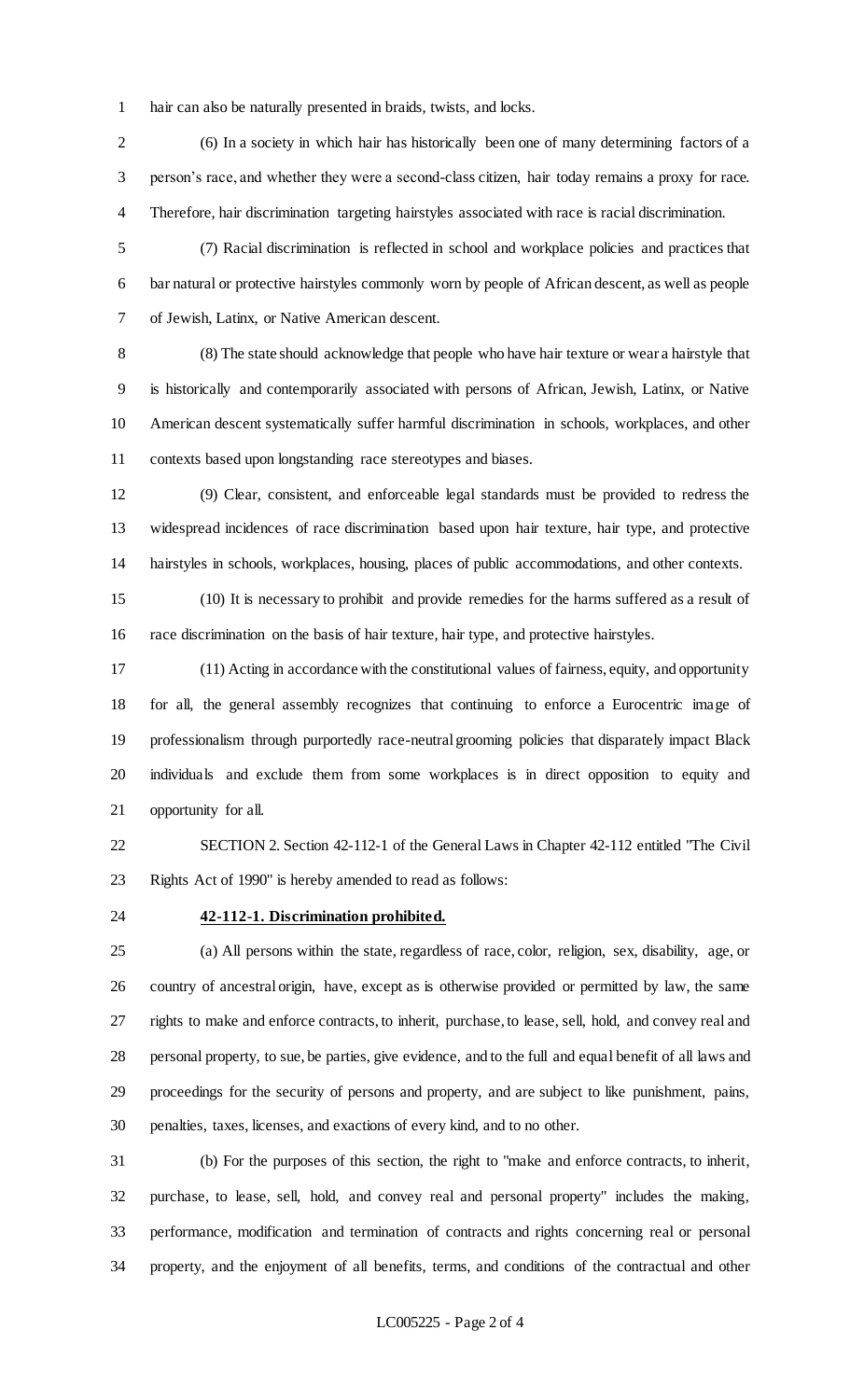hair can also be naturally presented in braids, twists, and locks.

(6) In a society in which hair has historically been one of many determining factors of a person's race, and whether they were a second-class citizen, hair today remains a proxy for race. Therefore, hair discrimination targeting hairstyles associated with race is racial discrimination.

(7) Racial discrimination is reflected in school and workplace policies and practices that bar natural or protective hairstyles commonly worn by people of African descent, as well as people of Jewish, Latinx, or Native American descent.

(8) The state should acknowledge that people who have hair texture or wear a hairstyle that is historically and contemporarily associated with persons of African, Jewish, Latinx, or Native American descent systematically suffer harmful discrimination in schools, workplaces, and other contexts based upon longstanding race stereotypes and biases.

(9) Clear, consistent, and enforceable legal standards must be provided to redress the widespread incidences of race discrimination based upon hair texture, hair type, and protective hairstyles in schools, workplaces, housing, places of public accommodations, and other contexts.

(10) It is necessary to prohibit and provide remedies for the harms suffered as a result of race discrimination on the basis of hair texture, hair type, and protective hairstyles.

(11) Acting in accordance with the constitutional values of fairness, equity, and opportunity for all, the general assembly recognizes that continuing to enforce a Eurocentric image of professionalism through purportedly race-neutral grooming policies that disparately impact Black individuals and exclude them from some workplaces is in direct opposition to equity and opportunity for all.

SECTION 2. Section 42-112-1 of the General Laws in Chapter 42-112 entitled "The Civil Rights Act of 1990" is hereby amended to read as follows:

**42-112-1. Discrimination prohibited.**

(a) All persons within the state, regardless of race, color, religion, sex, disability, age, or country of ancestral origin, have, except as is otherwise provided or permitted by law, the same rights to make and enforce contracts, to inherit, purchase, to lease, sell, hold, and convey real and personal property, to sue, be parties, give evidence, and to the full and equal benefit of all laws and proceedings for the security of persons and property, and are subject to like punishment, pains, penalties, taxes, licenses, and exactions of every kind, and to no other.

(b) For the purposes of this section, the right to "make and enforce contracts, to inherit, purchase, to lease, sell, hold, and convey real and personal property" includes the making, performance, modification and termination of contracts and rights concerning real or personal property, and the enjoyment of all benefits, terms, and conditions of the contractual and other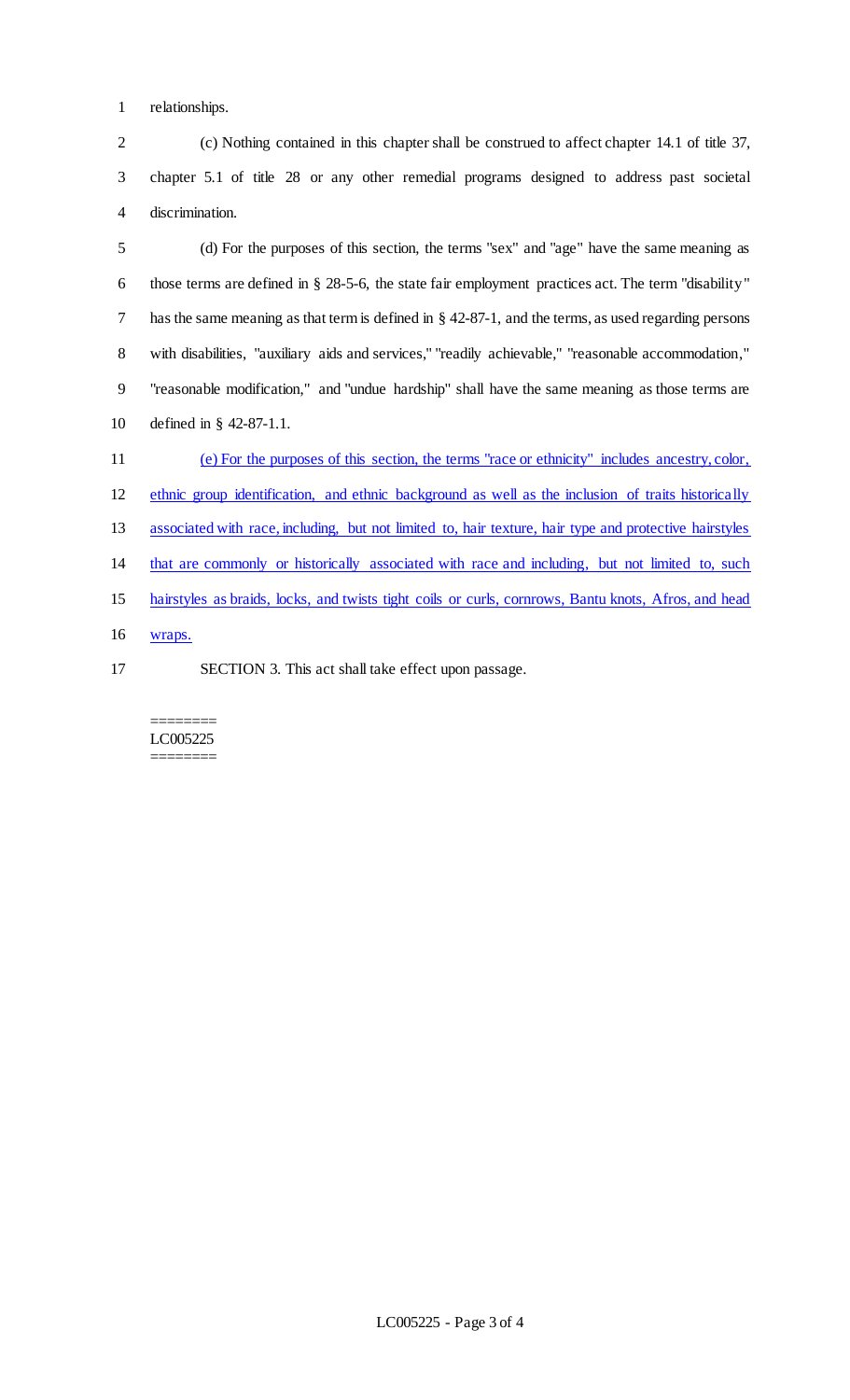relationships.

(c) Nothing contained in this chapter shall be construed to affect chapter 14.1 of title 37, chapter 5.1 of title 28 or any other remedial programs designed to address past societal discrimination.

(d) For the purposes of this section, the terms "sex" and "age" have the same meaning as those terms are defined in § 28-5-6, the state fair employment practices act. The term "disability" has the same meaning as that term is defined in § 42-87-1, and the terms, as used regarding persons with disabilities, "auxiliary aids and services," "readily achievable," "reasonable accommodation," "reasonable modification," and "undue hardship" shall have the same meaning as those terms are defined in § 42-87-1.1.

<u>(e) For the purposes of this section, the terms "race or ethnicity" includes ancestry, color, ethnic group identification, and ethnic background as well as the inclusion of traits historically associated with race, including, but not limited to, hair texture, hair type and protective hairstyles that are commonly or historically associated with race and including, but not limited to, such hairstyles as braids, locks, and twists tight coils or curls, cornrows, Bantu knots, Afros, and head wraps.</u>

SECTION 3. This act shall take effect upon passage.

========
LC005225
========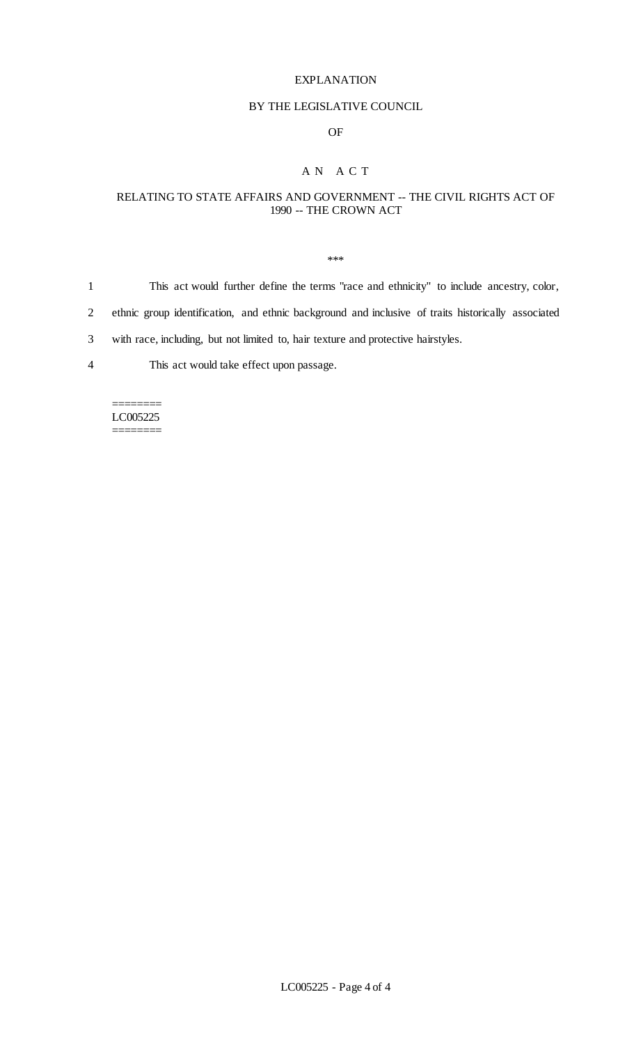EXPLANATION

BY THE LEGISLATIVE COUNCIL

OF

A N   A C T

RELATING TO STATE AFFAIRS AND GOVERNMENT -- THE CIVIL RIGHTS ACT OF 1990 -- THE CROWN ACT

***

1 This act would further define the terms "race and ethnicity" to include ancestry, color,
2 ethnic group identification, and ethnic background and inclusive of traits historically associated
3 with race, including, but not limited to, hair texture and protective hairstyles.
4 This act would take effect upon passage.

========
LC005225
========